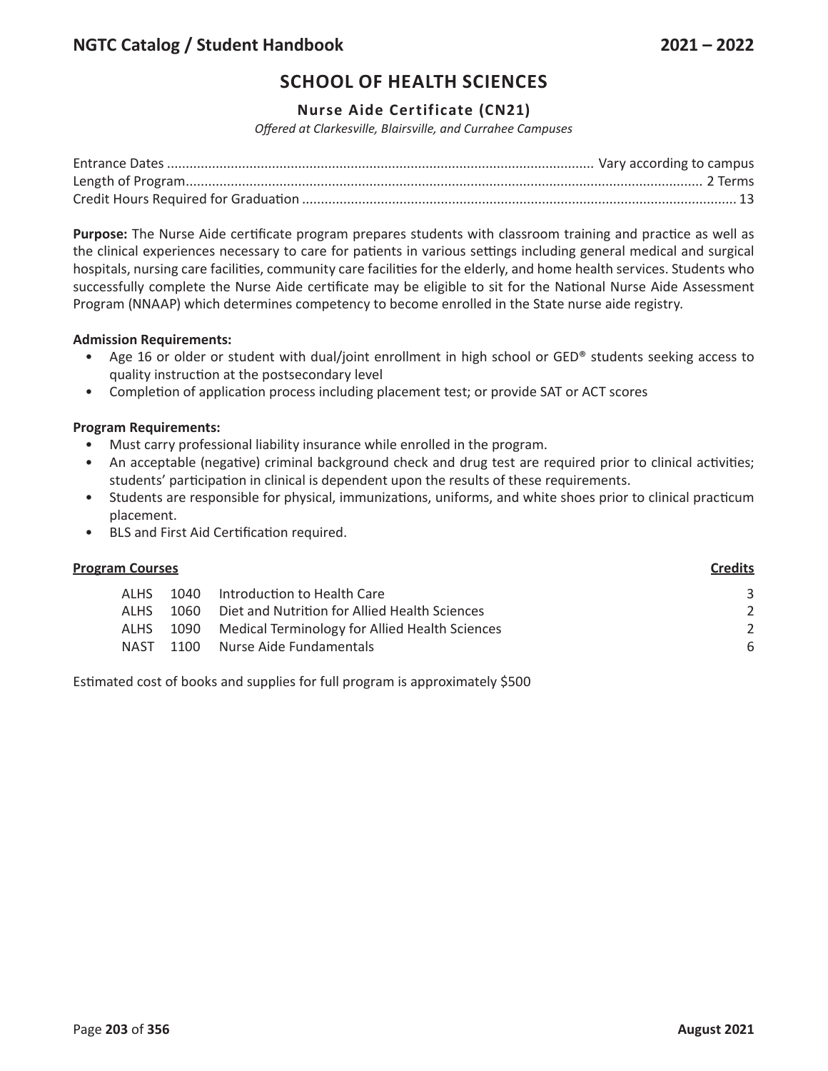# SCHOOL OF HEALTH SCIENCES

## Nurse Aide Certificate (CN21)

*Offered at Clarkesville, Blairsville, and Currahee Campuses*

Entrance Dates ........ Vary according to campus
Length of Program ........ 2 Terms
Credit Hours Required for Graduation ........ 13

**Purpose:** The Nurse Aide certificate program prepares students with classroom training and practice as well as the clinical experiences necessary to care for patients in various settings including general medical and surgical hospitals, nursing care facilities, community care facilities for the elderly, and home health services. Students who successfully complete the Nurse Aide certificate may be eligible to sit for the National Nurse Aide Assessment Program (NNAAP) which determines competency to become enrolled in the State nurse aide registry.

**Admission Requirements:**

- Age 16 or older or student with dual/joint enrollment in high school or GED® students seeking access to quality instruction at the postsecondary level
- Completion of application process including placement test; or provide SAT or ACT scores

**Program Requirements:**

- Must carry professional liability insurance while enrolled in the program.
- An acceptable (negative) criminal background check and drug test are required prior to clinical activities; students' participation in clinical is dependent upon the results of these requirements.
- Students are responsible for physical, immunizations, uniforms, and white shoes prior to clinical practicum placement.
- BLS and First Aid Certification required.

| Program Courses | | | Credits |
|---|---|---|---|
| ALHS | 1040 | Introduction to Health Care | 3 |
| ALHS | 1060 | Diet and Nutrition for Allied Health Sciences | 2 |
| ALHS | 1090 | Medical Terminology for Allied Health Sciences | 2 |
| NAST | 1100 | Nurse Aide Fundamentals | 6 |

Estimated cost of books and supplies for full program is approximately $500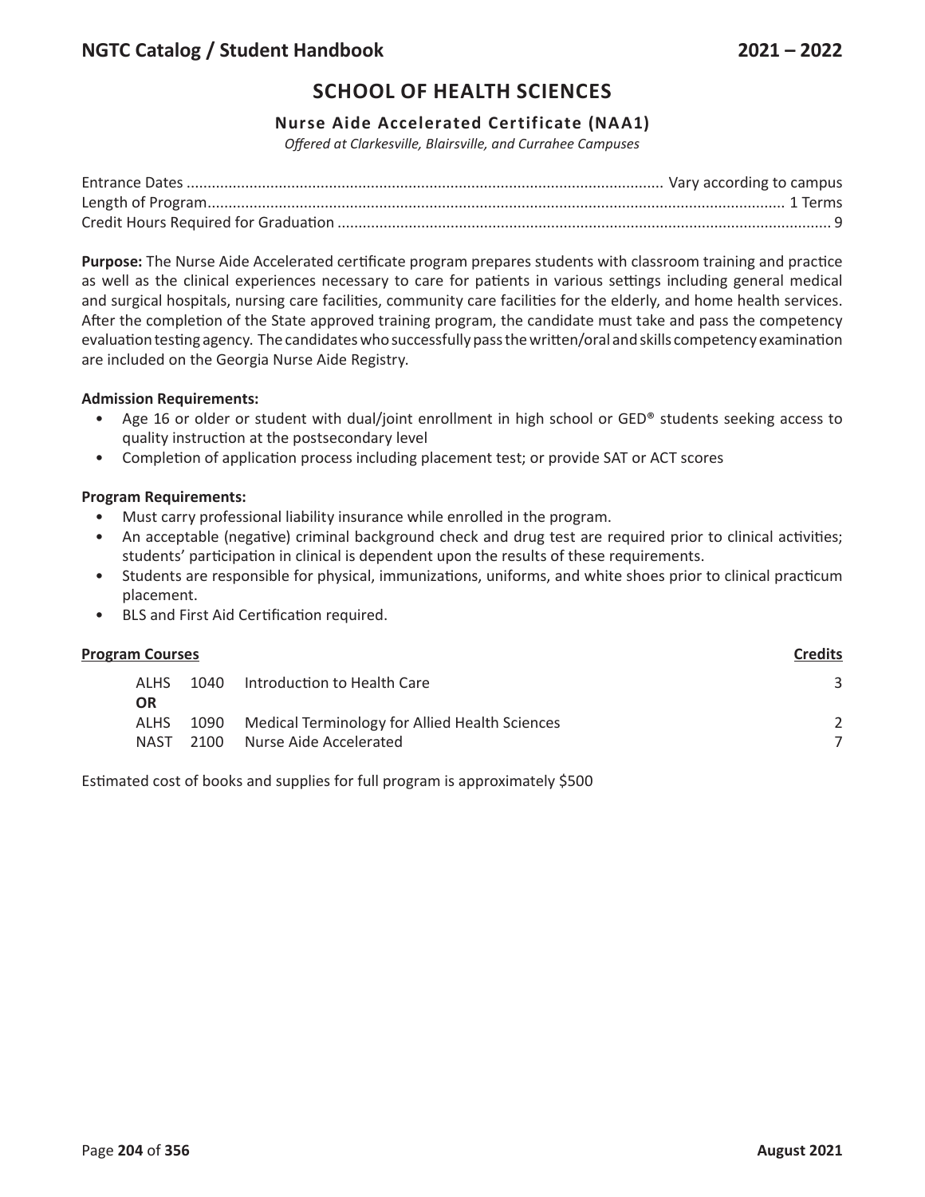# SCHOOL OF HEALTH SCIENCES

## Nurse Aide Accelerated Certificate (NAA1)

*Offered at Clarkesville, Blairsville, and Currahee Campuses*

| | |
|---|---|
| Entrance Dates | Vary according to campus |
| Length of Program | 1 Terms |
| Credit Hours Required for Graduation | 9 |

**Purpose:** The Nurse Aide Accelerated certificate program prepares students with classroom training and practice as well as the clinical experiences necessary to care for patients in various settings including general medical and surgical hospitals, nursing care facilities, community care facilities for the elderly, and home health services. After the completion of the State approved training program, the candidate must take and pass the competency evaluation testing agency. The candidates who successfully pass the written/oral and skills competency examination are included on the Georgia Nurse Aide Registry.

**Admission Requirements:**

- Age 16 or older or student with dual/joint enrollment in high school or GED® students seeking access to quality instruction at the postsecondary level
- Completion of application process including placement test; or provide SAT or ACT scores

**Program Requirements:**

- Must carry professional liability insurance while enrolled in the program.
- An acceptable (negative) criminal background check and drug test are required prior to clinical activities; students' participation in clinical is dependent upon the results of these requirements.
- Students are responsible for physical, immunizations, uniforms, and white shoes prior to clinical practicum placement.
- BLS and First Aid Certification required.

| **Program Courses** | | | **Credits** |
|---|---|---|---|
| ALHS | 1040 | Introduction to Health Care | 3 |
| **OR** | | | |
| ALHS | 1090 | Medical Terminology for Allied Health Sciences | 2 |
| NAST | 2100 | Nurse Aide Accelerated | 7 |

Estimated cost of books and supplies for full program is approximately $500